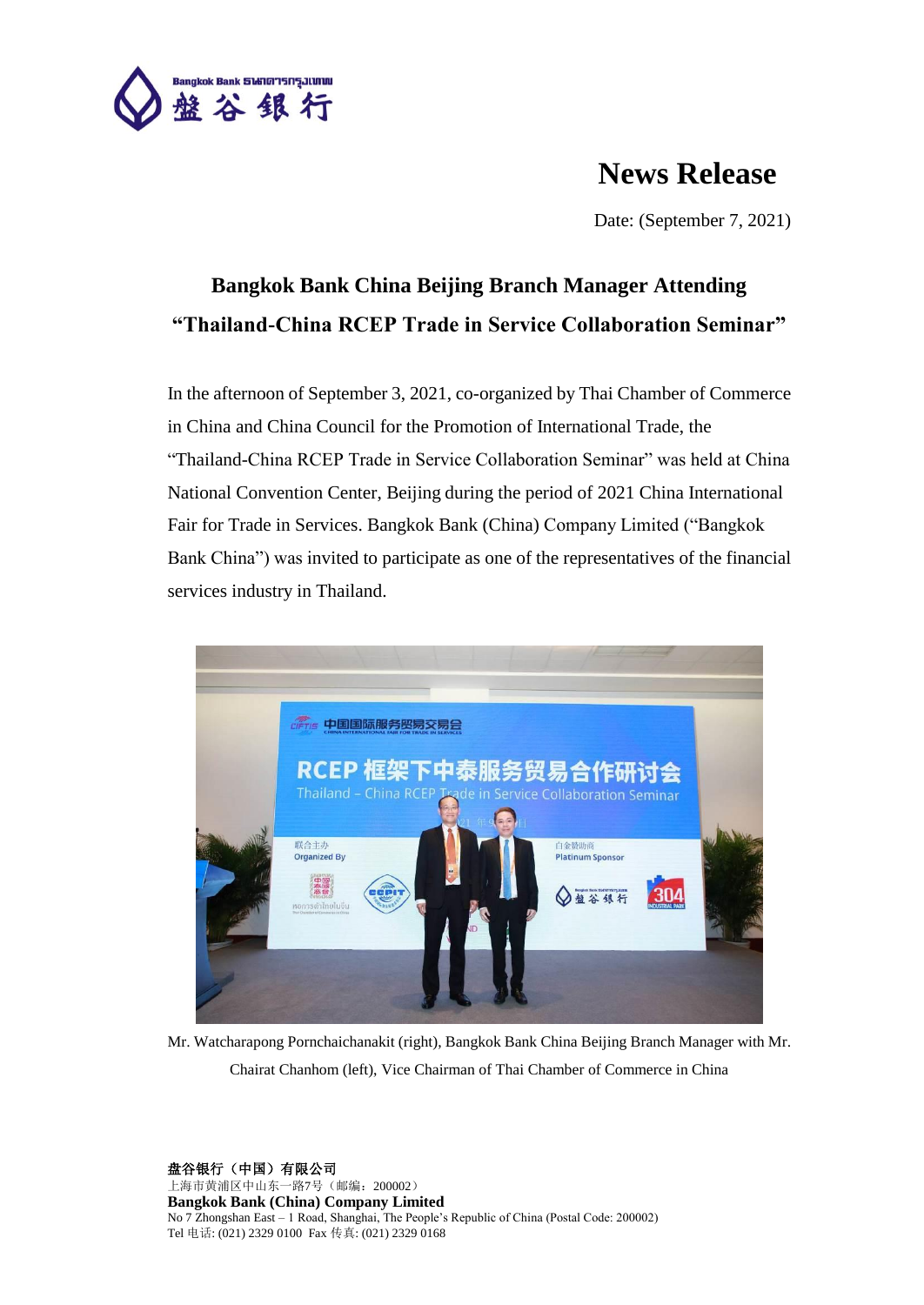# News Release

Date: (September 7, 2021)

## Bangkok Bank China Beijing Branch Manager Attending "Thailand-China RCEP Trade in Service Collaboration Seminar"

In the afternoon of September 3, 2021, co-organized by Thai Chamber of Commerce in China and China Council for the Promotion of International Trade, the "Thailand-China RCEP Trade in Service Collaboration Seminar" was held at China National Convention Center, Beijing during the period of 2021 China International Fair for Trade in Services. Bangkok Bank (China) Company Limited ("Bangkok Bank China") was invited to participate as one of the representatives of the financial services industry in Thailand.

Mr. Watcharapong Pornchaichanakit (right), Bangkok Bank China Beijing Branch Manager with Mr. Chairat Chanhom (left), Vice Chairman of Thai Chamber of Commerce in China

**盘谷银行（中国）有限公司**
上海市黄浦区中山东一路7号（邮编：200002）
**Bangkok Bank (China) Company Limited**
No 7 Zhongshan East – 1 Road, Shanghai, The People's Republic of China (Postal Code: 200002)
Tel 电话: (021) 2329 0100 Fax 传真: (021) 2329 0168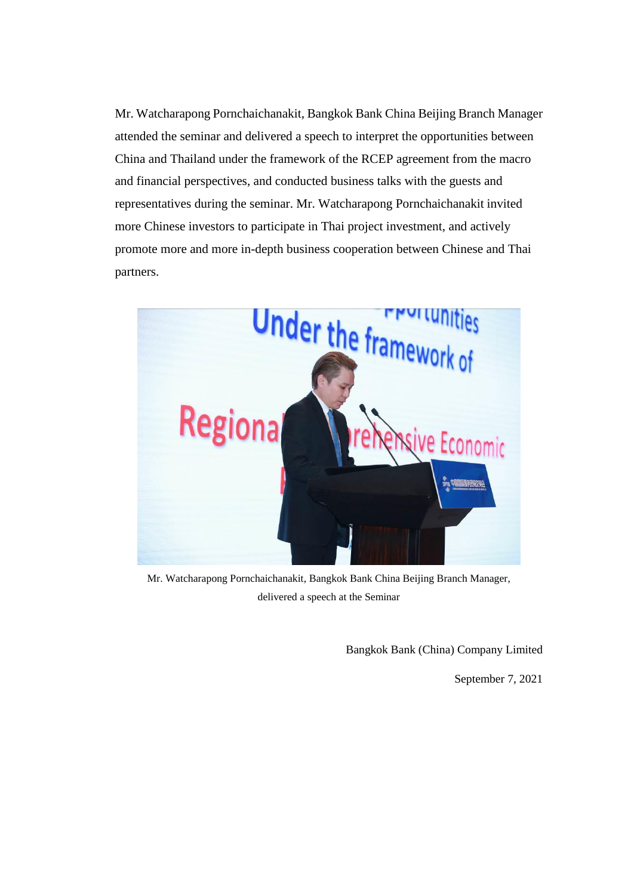Mr. Watcharapong Pornchaichanakit, Bangkok Bank China Beijing Branch Manager attended the seminar and delivered a speech to interpret the opportunities between China and Thailand under the framework of the RCEP agreement from the macro and financial perspectives, and conducted business talks with the guests and representatives during the seminar. Mr. Watcharapong Pornchaichanakit invited more Chinese investors to participate in Thai project investment, and actively promote more and more in-depth business cooperation between Chinese and Thai partners.

Mr. Watcharapong Pornchaichanakit, Bangkok Bank China Beijing Branch Manager, delivered a speech at the Seminar

Bangkok Bank (China) Company Limited

September 7, 2021